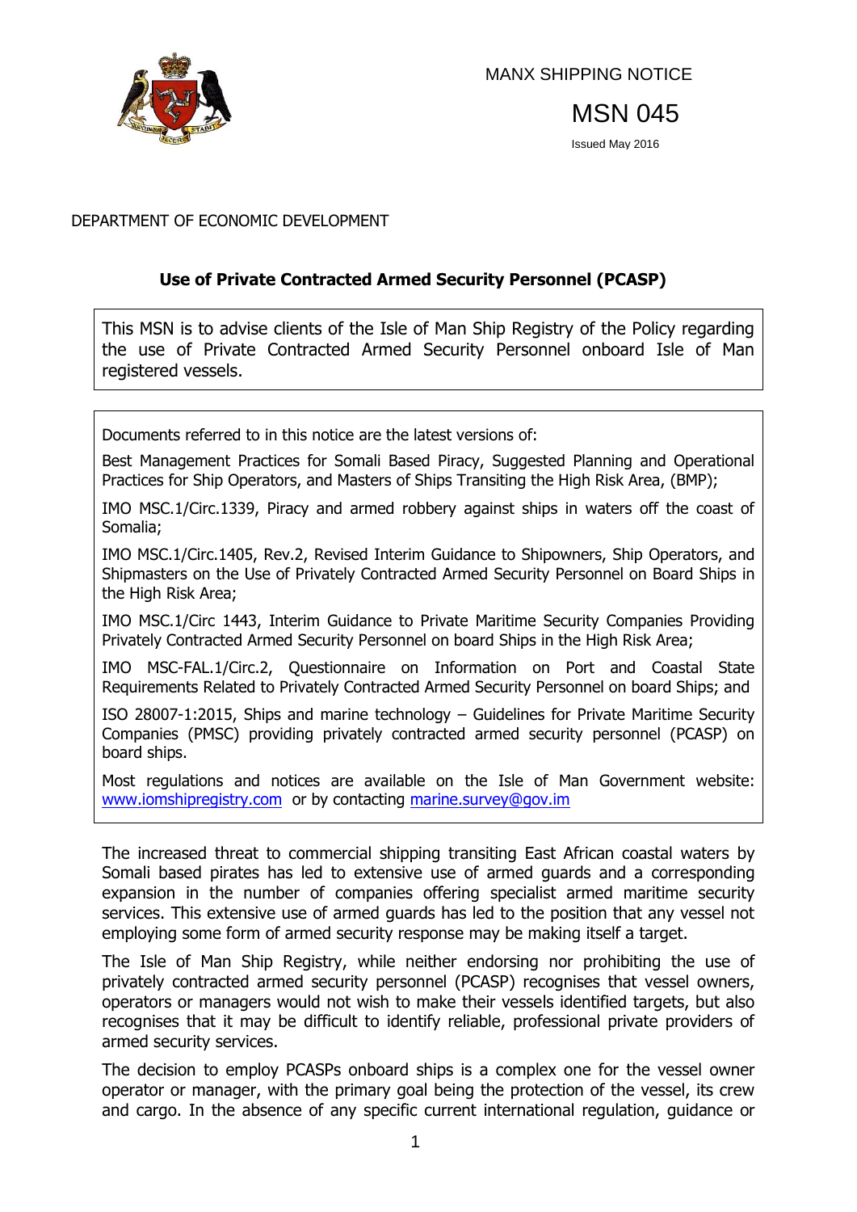MANX SHIPPING NOTICE

# MSN 045

Issued May 2016

DEPARTMENT OF ECONOMIC DEVELOPMENT

## Use of Private Contracted Armed Security Personnel (PCASP)

This MSN is to advise clients of the Isle of Man Ship Registry of the Policy regarding the use of Private Contracted Armed Security Personnel onboard Isle of Man registered vessels.

Documents referred to in this notice are the latest versions of:

Best Management Practices for Somali Based Piracy, Suggested Planning and Operational Practices for Ship Operators, and Masters of Ships Transiting the High Risk Area, (BMP);

IMO MSC.1/Circ.1339, Piracy and armed robbery against ships in waters off the coast of Somalia;

IMO MSC.1/Circ.1405, Rev.2, Revised Interim Guidance to Shipowners, Ship Operators, and Shipmasters on the Use of Privately Contracted Armed Security Personnel on Board Ships in the High Risk Area;

IMO MSC.1/Circ 1443, Interim Guidance to Private Maritime Security Companies Providing Privately Contracted Armed Security Personnel on board Ships in the High Risk Area;

IMO MSC-FAL.1/Circ.2, Questionnaire on Information on Port and Coastal State Requirements Related to Privately Contracted Armed Security Personnel on board Ships; and

ISO 28007-1:2015, Ships and marine technology – Guidelines for Private Maritime Security Companies (PMSC) providing privately contracted armed security personnel (PCASP) on board ships.

Most regulations and notices are available on the Isle of Man Government website: [www.iomshipregistry.com](http://www.iomshipregistry.com) or by contacting [marine.survey@gov.im](mailto:marine.survey@gov.im)

The increased threat to commercial shipping transiting East African coastal waters by Somali based pirates has led to extensive use of armed guards and a corresponding expansion in the number of companies offering specialist armed maritime security services. This extensive use of armed guards has led to the position that any vessel not employing some form of armed security response may be making itself a target.

The Isle of Man Ship Registry, while neither endorsing nor prohibiting the use of privately contracted armed security personnel (PCASP) recognises that vessel owners, operators or managers would not wish to make their vessels identified targets, but also recognises that it may be difficult to identify reliable, professional private providers of armed security services.

The decision to employ PCASPs onboard ships is a complex one for the vessel owner operator or manager, with the primary goal being the protection of the vessel, its crew and cargo. In the absence of any specific current international regulation, guidance or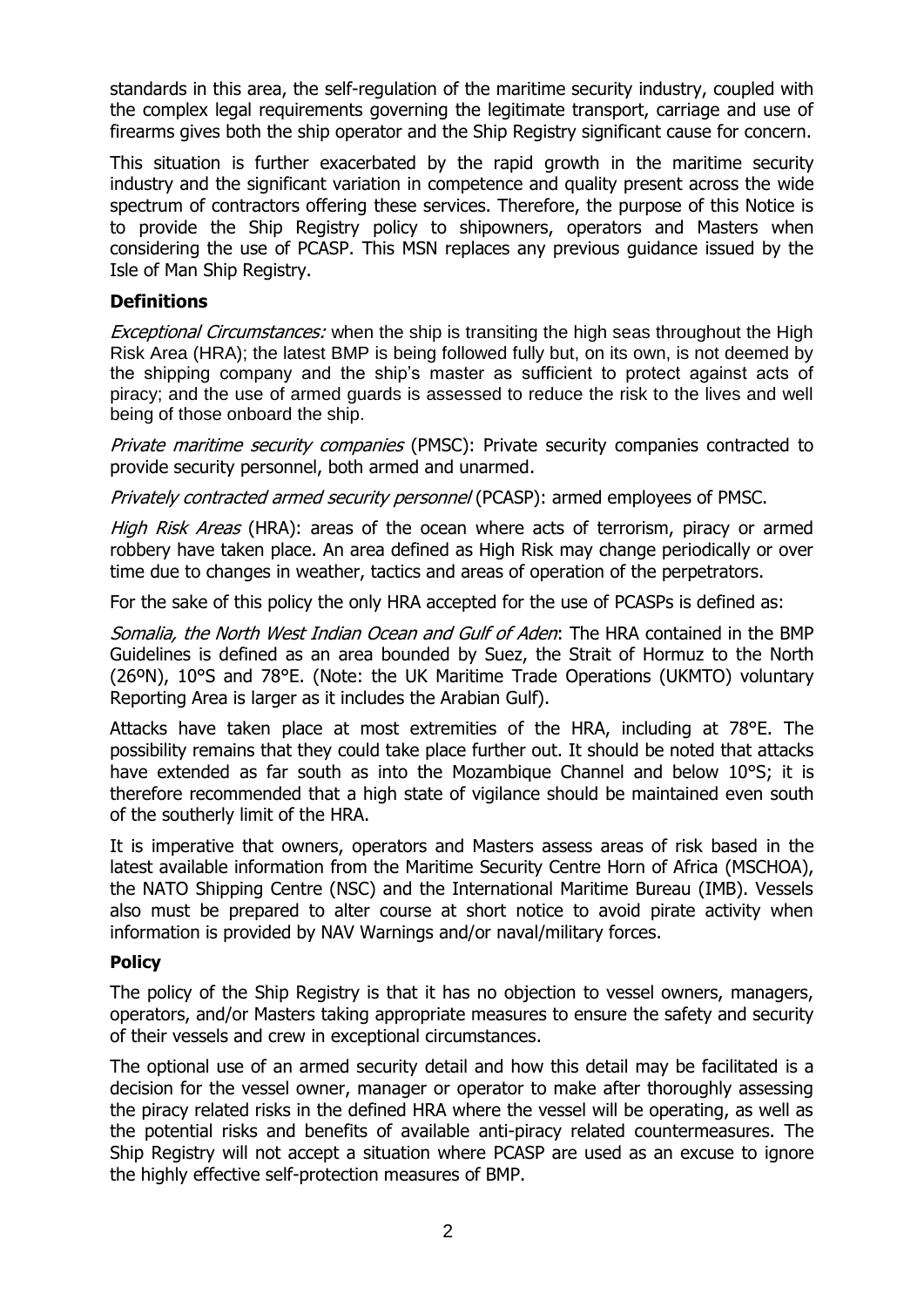standards in this area, the self-regulation of the maritime security industry, coupled with the complex legal requirements governing the legitimate transport, carriage and use of firearms gives both the ship operator and the Ship Registry significant cause for concern.

This situation is further exacerbated by the rapid growth in the maritime security industry and the significant variation in competence and quality present across the wide spectrum of contractors offering these services. Therefore, the purpose of this Notice is to provide the Ship Registry policy to shipowners, operators and Masters when considering the use of PCASP. This MSN replaces any previous guidance issued by the Isle of Man Ship Registry.

## Definitions

*Exceptional Circumstances:* when the ship is transiting the high seas throughout the High Risk Area (HRA); the latest BMP is being followed fully but, on its own, is not deemed by the shipping company and the ship's master as sufficient to protect against acts of piracy; and the use of armed guards is assessed to reduce the risk to the lives and well being of those onboard the ship.

*Private maritime security companies* (PMSC): Private security companies contracted to provide security personnel, both armed and unarmed.

*Privately contracted armed security personnel* (PCASP): armed employees of PMSC.

*High Risk Areas* (HRA): areas of the ocean where acts of terrorism, piracy or armed robbery have taken place. An area defined as High Risk may change periodically or over time due to changes in weather, tactics and areas of operation of the perpetrators.

For the sake of this policy the only HRA accepted for the use of PCASPs is defined as:

*Somalia, the North West Indian Ocean and Gulf of Aden*: The HRA contained in the BMP Guidelines is defined as an area bounded by Suez, the Strait of Hormuz to the North (26ºN), 10°S and 78°E. (Note: the UK Maritime Trade Operations (UKMTO) voluntary Reporting Area is larger as it includes the Arabian Gulf).

Attacks have taken place at most extremities of the HRA, including at 78°E. The possibility remains that they could take place further out. It should be noted that attacks have extended as far south as into the Mozambique Channel and below 10°S; it is therefore recommended that a high state of vigilance should be maintained even south of the southerly limit of the HRA.

It is imperative that owners, operators and Masters assess areas of risk based in the latest available information from the Maritime Security Centre Horn of Africa (MSCHOA), the NATO Shipping Centre (NSC) and the International Maritime Bureau (IMB). Vessels also must be prepared to alter course at short notice to avoid pirate activity when information is provided by NAV Warnings and/or naval/military forces.

## Policy

The policy of the Ship Registry is that it has no objection to vessel owners, managers, operators, and/or Masters taking appropriate measures to ensure the safety and security of their vessels and crew in exceptional circumstances.

The optional use of an armed security detail and how this detail may be facilitated is a decision for the vessel owner, manager or operator to make after thoroughly assessing the piracy related risks in the defined HRA where the vessel will be operating, as well as the potential risks and benefits of available anti-piracy related countermeasures. The Ship Registry will not accept a situation where PCASP are used as an excuse to ignore the highly effective self-protection measures of BMP.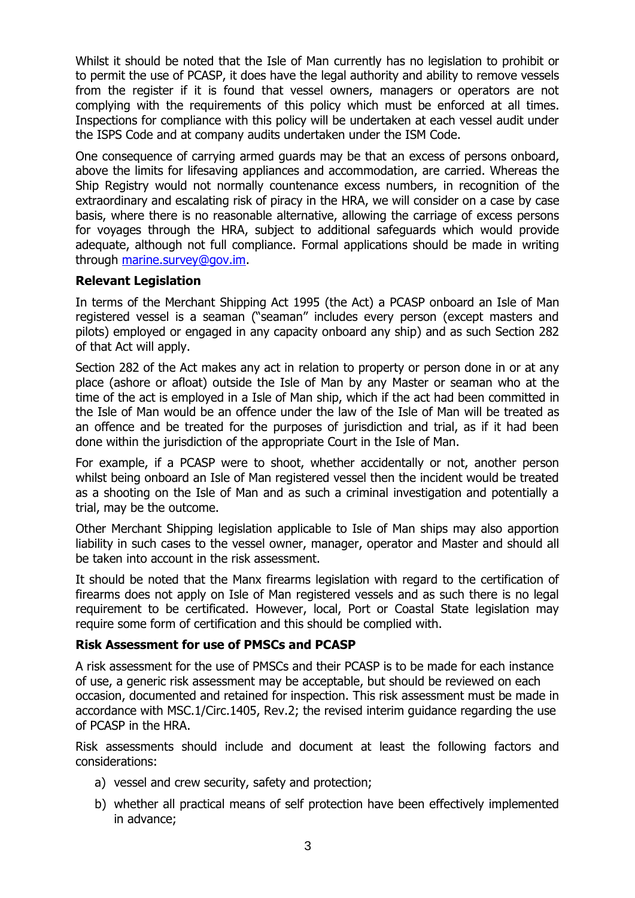Whilst it should be noted that the Isle of Man currently has no legislation to prohibit or to permit the use of PCASP, it does have the legal authority and ability to remove vessels from the register if it is found that vessel owners, managers or operators are not complying with the requirements of this policy which must be enforced at all times. Inspections for compliance with this policy will be undertaken at each vessel audit under the ISPS Code and at company audits undertaken under the ISM Code.

One consequence of carrying armed guards may be that an excess of persons onboard, above the limits for lifesaving appliances and accommodation, are carried. Whereas the Ship Registry would not normally countenance excess numbers, in recognition of the extraordinary and escalating risk of piracy in the HRA, we will consider on a case by case basis, where there is no reasonable alternative, allowing the carriage of excess persons for voyages through the HRA, subject to additional safeguards which would provide adequate, although not full compliance. Formal applications should be made in writing through marine.survey@gov.im.

**Relevant Legislation**

In terms of the Merchant Shipping Act 1995 (the Act) a PCASP onboard an Isle of Man registered vessel is a seaman ("seaman" includes every person (except masters and pilots) employed or engaged in any capacity onboard any ship) and as such Section 282 of that Act will apply.

Section 282 of the Act makes any act in relation to property or person done in or at any place (ashore or afloat) outside the Isle of Man by any Master or seaman who at the time of the act is employed in a Isle of Man ship, which if the act had been committed in the Isle of Man would be an offence under the law of the Isle of Man will be treated as an offence and be treated for the purposes of jurisdiction and trial, as if it had been done within the jurisdiction of the appropriate Court in the Isle of Man.

For example, if a PCASP were to shoot, whether accidentally or not, another person whilst being onboard an Isle of Man registered vessel then the incident would be treated as a shooting on the Isle of Man and as such a criminal investigation and potentially a trial, may be the outcome.

Other Merchant Shipping legislation applicable to Isle of Man ships may also apportion liability in such cases to the vessel owner, manager, operator and Master and should all be taken into account in the risk assessment.

It should be noted that the Manx firearms legislation with regard to the certification of firearms does not apply on Isle of Man registered vessels and as such there is no legal requirement to be certificated. However, local, Port or Coastal State legislation may require some form of certification and this should be complied with.

**Risk Assessment for use of PMSCs and PCASP**

A risk assessment for the use of PMSCs and their PCASP is to be made for each instance of use, a generic risk assessment may be acceptable, but should be reviewed on each occasion, documented and retained for inspection. This risk assessment must be made in accordance with MSC.1/Circ.1405, Rev.2; the revised interim guidance regarding the use of PCASP in the HRA.

Risk assessments should include and document at least the following factors and considerations:

a) vessel and crew security, safety and protection;
b) whether all practical means of self protection have been effectively implemented in advance;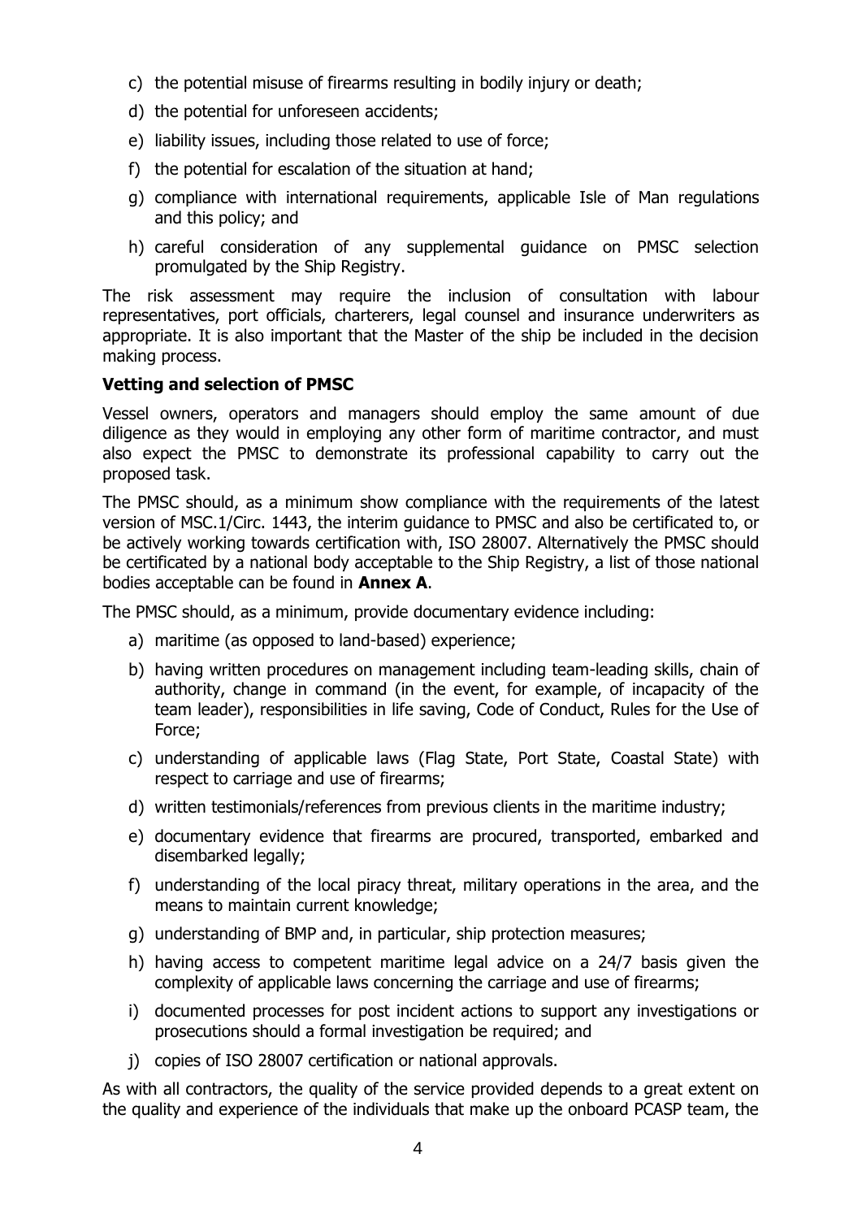c) the potential misuse of firearms resulting in bodily injury or death;
d) the potential for unforeseen accidents;
e) liability issues, including those related to use of force;
f) the potential for escalation of the situation at hand;
g) compliance with international requirements, applicable Isle of Man regulations and this policy; and
h) careful consideration of any supplemental guidance on PMSC selection promulgated by the Ship Registry.

The risk assessment may require the inclusion of consultation with labour representatives, port officials, charterers, legal counsel and insurance underwriters as appropriate. It is also important that the Master of the ship be included in the decision making process.

**Vetting and selection of PMSC**

Vessel owners, operators and managers should employ the same amount of due diligence as they would in employing any other form of maritime contractor, and must also expect the PMSC to demonstrate its professional capability to carry out the proposed task.

The PMSC should, as a minimum show compliance with the requirements of the latest version of MSC.1/Circ. 1443, the interim guidance to PMSC and also be certificated to, or be actively working towards certification with, ISO 28007. Alternatively the PMSC should be certificated by a national body acceptable to the Ship Registry, a list of those national bodies acceptable can be found in **Annex A**.

The PMSC should, as a minimum, provide documentary evidence including:

a) maritime (as opposed to land-based) experience;
b) having written procedures on management including team-leading skills, chain of authority, change in command (in the event, for example, of incapacity of the team leader), responsibilities in life saving, Code of Conduct, Rules for the Use of Force;
c) understanding of applicable laws (Flag State, Port State, Coastal State) with respect to carriage and use of firearms;
d) written testimonials/references from previous clients in the maritime industry;
e) documentary evidence that firearms are procured, transported, embarked and disembarked legally;
f) understanding of the local piracy threat, military operations in the area, and the means to maintain current knowledge;
g) understanding of BMP and, in particular, ship protection measures;
h) having access to competent maritime legal advice on a 24/7 basis given the complexity of applicable laws concerning the carriage and use of firearms;
i) documented processes for post incident actions to support any investigations or prosecutions should a formal investigation be required; and
j) copies of ISO 28007 certification or national approvals.

As with all contractors, the quality of the service provided depends to a great extent on the quality and experience of the individuals that make up the onboard PCASP team, the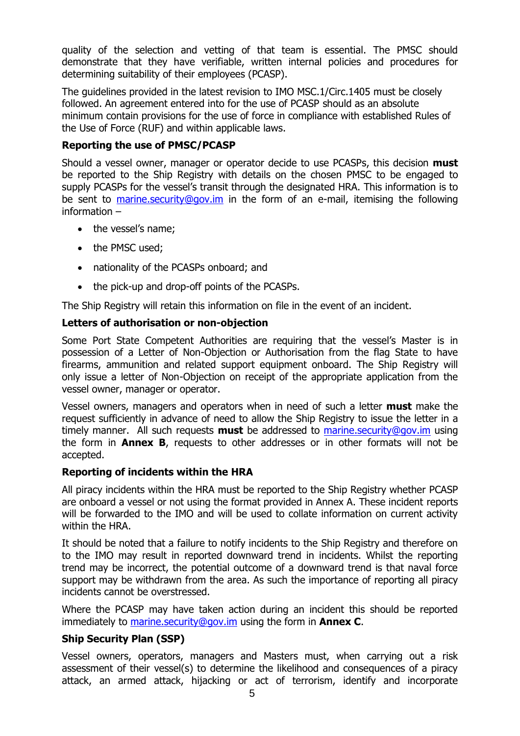quality of the selection and vetting of that team is essential. The PMSC should demonstrate that they have verifiable, written internal policies and procedures for determining suitability of their employees (PCASP).

The guidelines provided in the latest revision to IMO MSC.1/Circ.1405 must be closely followed. An agreement entered into for the use of PCASP should as an absolute minimum contain provisions for the use of force in compliance with established Rules of the Use of Force (RUF) and within applicable laws.

**Reporting the use of PMSC/PCASP**

Should a vessel owner, manager or operator decide to use PCASPs, this decision **must** be reported to the Ship Registry with details on the chosen PMSC to be engaged to supply PCASPs for the vessel's transit through the designated HRA. This information is to be sent to marine.security@gov.im in the form of an e-mail, itemising the following information –

- the vessel's name;
- the PMSC used;
- nationality of the PCASPs onboard; and
- the pick-up and drop-off points of the PCASPs.

The Ship Registry will retain this information on file in the event of an incident.

**Letters of authorisation or non-objection**

Some Port State Competent Authorities are requiring that the vessel's Master is in possession of a Letter of Non-Objection or Authorisation from the flag State to have firearms, ammunition and related support equipment onboard. The Ship Registry will only issue a letter of Non-Objection on receipt of the appropriate application from the vessel owner, manager or operator.

Vessel owners, managers and operators when in need of such a letter **must** make the request sufficiently in advance of need to allow the Ship Registry to issue the letter in a timely manner. All such requests **must** be addressed to marine.security@gov.im using the form in **Annex B**, requests to other addresses or in other formats will not be accepted.

**Reporting of incidents within the HRA**

All piracy incidents within the HRA must be reported to the Ship Registry whether PCASP are onboard a vessel or not using the format provided in Annex A. These incident reports will be forwarded to the IMO and will be used to collate information on current activity within the HRA.

It should be noted that a failure to notify incidents to the Ship Registry and therefore on to the IMO may result in reported downward trend in incidents. Whilst the reporting trend may be incorrect, the potential outcome of a downward trend is that naval force support may be withdrawn from the area. As such the importance of reporting all piracy incidents cannot be overstressed.

Where the PCASP may have taken action during an incident this should be reported immediately to marine.security@gov.im using the form in **Annex C**.

**Ship Security Plan (SSP)**

Vessel owners, operators, managers and Masters must, when carrying out a risk assessment of their vessel(s) to determine the likelihood and consequences of a piracy attack, an armed attack, hijacking or act of terrorism, identify and incorporate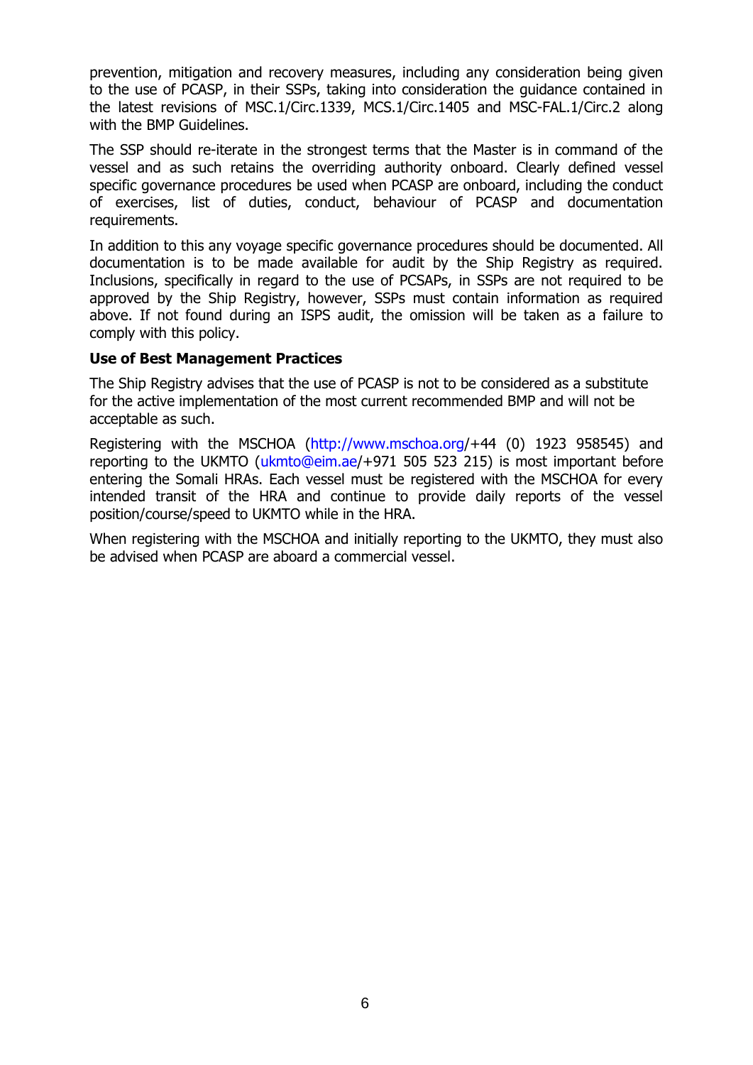prevention, mitigation and recovery measures, including any consideration being given to the use of PCASP, in their SSPs, taking into consideration the guidance contained in the latest revisions of MSC.1/Circ.1339, MCS.1/Circ.1405 and MSC-FAL.1/Circ.2 along with the BMP Guidelines.

The SSP should re-iterate in the strongest terms that the Master is in command of the vessel and as such retains the overriding authority onboard. Clearly defined vessel specific governance procedures be used when PCASP are onboard, including the conduct of exercises, list of duties, conduct, behaviour of PCASP and documentation requirements.

In addition to this any voyage specific governance procedures should be documented. All documentation is to be made available for audit by the Ship Registry as required. Inclusions, specifically in regard to the use of PCSAPs, in SSPs are not required to be approved by the Ship Registry, however, SSPs must contain information as required above. If not found during an ISPS audit, the omission will be taken as a failure to comply with this policy.

**Use of Best Management Practices**

The Ship Registry advises that the use of PCASP is not to be considered as a substitute for the active implementation of the most current recommended BMP and will not be acceptable as such.

Registering with the MSCHOA (http://www.mschoa.org/+44 (0) 1923 958545) and reporting to the UKMTO (ukmto@eim.ae/+971 505 523 215) is most important before entering the Somali HRAs. Each vessel must be registered with the MSCHOA for every intended transit of the HRA and continue to provide daily reports of the vessel position/course/speed to UKMTO while in the HRA.

When registering with the MSCHOA and initially reporting to the UKMTO, they must also be advised when PCASP are aboard a commercial vessel.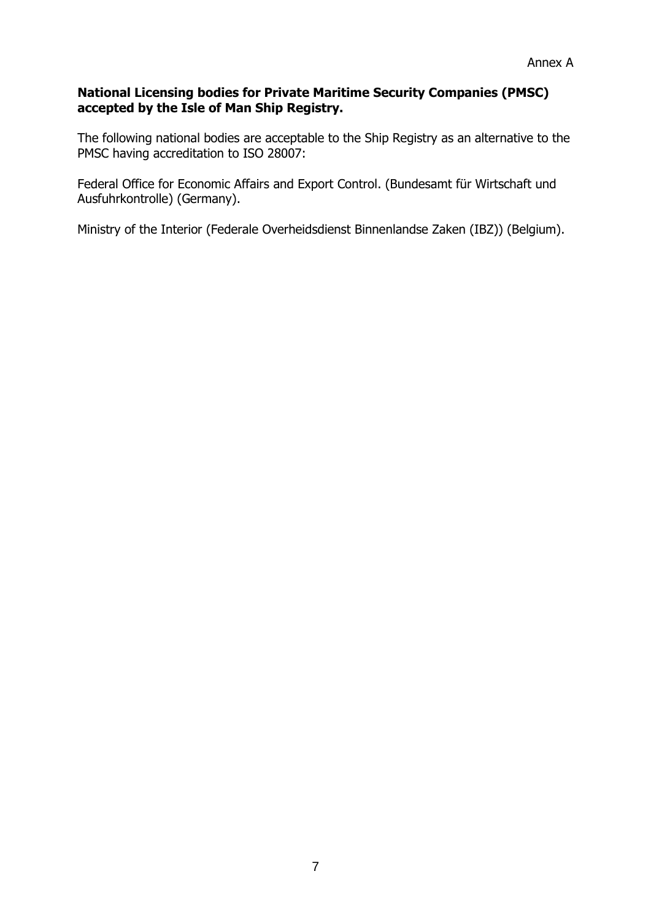Annex A

**National Licensing bodies for Private Maritime Security Companies (PMSC) accepted by the Isle of Man Ship Registry.**

The following national bodies are acceptable to the Ship Registry as an alternative to the PMSC having accreditation to ISO 28007:

Federal Office for Economic Affairs and Export Control. (Bundesamt für Wirtschaft und Ausfuhrkontrolle) (Germany).

Ministry of the Interior (Federale Overheidsdienst Binnenlandse Zaken (IBZ)) (Belgium).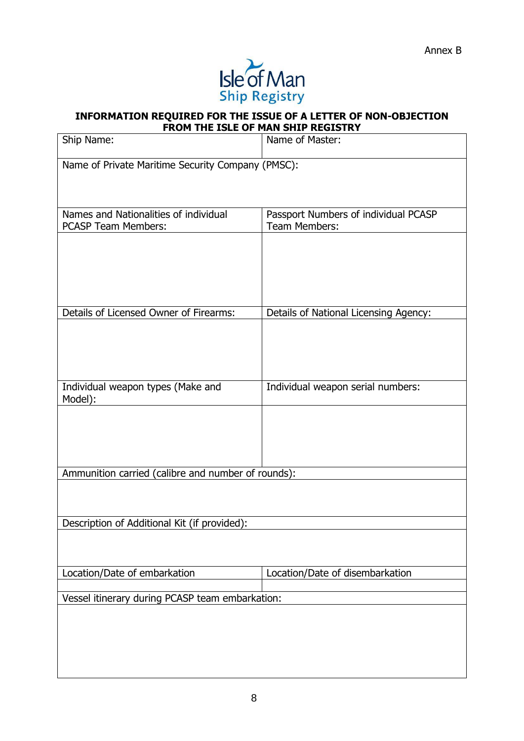Annex B

Isle of Man Ship Registry

**INFORMATION REQUIRED FOR THE ISSUE OF A LETTER OF NON-OBJECTION FROM THE ISLE OF MAN SHIP REGISTRY**

| Ship Name: | Name of Master: |
|---|---|
| Name of Private Maritime Security Company (PMSC): | |
| Names and Nationalities of individual PCASP Team Members: | Passport Numbers of individual PCASP Team Members: |
| | |
| Details of Licensed Owner of Firearms: | Details of National Licensing Agency: |
| | |
| Individual weapon types (Make and Model): | Individual weapon serial numbers: |
| | |
| Ammunition carried (calibre and number of rounds): | |
| | |
| Description of Additional Kit (if provided): | |
| | |
| Location/Date of embarkation | Location/Date of disembarkation |
| | |
| Vessel itinerary during PCASP team embarkation: | |
| | |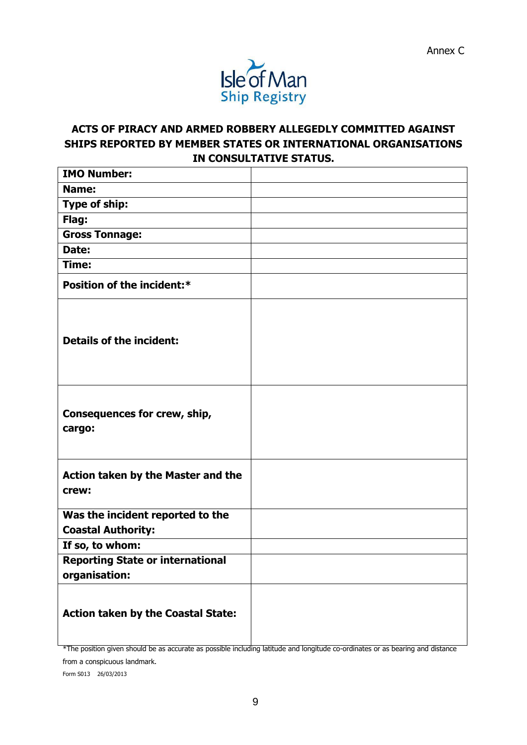Annex C

Isle of Man
Ship Registry

## ACTS OF PIRACY AND ARMED ROBBERY ALLEGEDLY COMMITTED AGAINST SHIPS REPORTED BY MEMBER STATES OR INTERNATIONAL ORGANISATIONS IN CONSULTATIVE STATUS.

| | |
|---|---|
| **IMO Number:** | |
| **Name:** | |
| **Type of ship:** | |
| **Flag:** | |
| **Gross Tonnage:** | |
| **Date:** | |
| **Time:** | |
| **Position of the incident:*** | |
| **Details of the incident:** | |
| **Consequences for crew, ship, cargo:** | |
| **Action taken by the Master and the crew:** | |
| **Was the incident reported to the Coastal Authority:** | |
| **If so, to whom:** | |
| **Reporting State or international organisation:** | |
| **Action taken by the Coastal State:** | |

*The position given should be as accurate as possible including latitude and longitude co-ordinates or as bearing and distance from a conspicuous landmark.

Form S013 26/03/2013